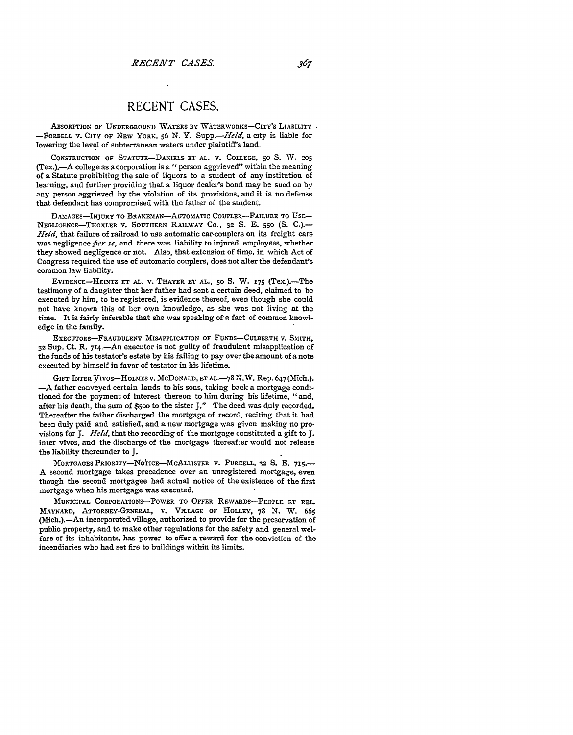# RECENT CASES.

ABSORPTION OF UNDERGROUND WATERS BY WATERWORKS—CITY'S LIABILITY —FORBELL V. CITY OF NEW YORK, 56 N. Y. Supp.—*Held*, a city is liable for lowering the level of subterranean waters under plaintiff's land.

CONSTRUCTION OF STATUTE—DANIELS ET AL. V. COLLEGE, 50 S. W. 205 (Tex.).—A college as a corporation is a "person aggrieved" within the meaning of a Statute prohibiting the sale of liquors to a student of any institution of learning, and further providing that a liquor dealer's bond may be sued on by any person aggrieved by the violation of its provisions, and it is no defense that defendant has compromised with the father of the student.

DAMAGES—INJURY TO BRAKEMAN—AUTOMATIC COUPLER—FAILURE TO USE—NEGLIGENCE—THOXLER V. SOUTHERN RAILWAY CO., 32 S. E. 550 (S. C.).—*Held*, that failure of railroad to use automatic car-couplers on its freight cars was negligence *per se*, and there was liability to injured employees, whether they showed negligence or not. Also, that extension of time, in which Act of Congress required the use of automatic couplers, does not alter the defendant's common law liability.

EVIDENCE—HEINTZ ET AL. V. THAYER ET AL., 50 S. W. 175 (Tex.).—The testimony of a daughter that her father had sent a certain deed, claimed to be executed by him, to be registered, is evidence thereof, even though she could not have known this of her own knowledge, as she was not living at the time. It is fairly inferable that she was speaking of a fact of common knowledge in the family.

EXECUTORS—FRAUDULENT MISAPPLICATION OF FUNDS—CULBERTH V. SMITH, 32 Sup. Ct. R. 714.—An executor is not guilty of fraudulent misapplication of the funds of his testator's estate by his failing to pay over the amount of a note executed by himself in favor of testator in his lifetime.

GIFT INTER VIVOS—HOLMES V. MCDONALD, ET AL.—78 N.W. Rep. 647 (Mich.).—A father conveyed certain lands to his sons, taking back a mortgage conditioned for the payment of interest thereon to him during his lifetime, "and, after his death, the sum of $500 to the sister J." The deed was duly recorded. Thereafter the father discharged the mortgage of record, reciting that it had been duly paid and satisfied, and a new mortgage was given making no provisions for J. *Held*, that the recording of the mortgage constituted a gift to J. inter vivos, and the discharge of the mortgage thereafter would not release the liability thereunder to J.

MORTGAGES PRIORITY—NOTICE—MCALLISTER V. PURCELL, 32 S. E. 715.—A second mortgage takes precedence over an unregistered mortgage, even though the second mortgagee had actual notice of the existence of the first mortgage when his mortgage was executed.

MUNICIPAL CORPORATIONS—POWER TO OFFER REWARDS—PEOPLE ET REL. MAYNARD, ATTORNEY-GENERAL, V. VILLAGE OF HOLLEY, 78 N. W. 665 (Mich.).—An incorporated village, authorized to provide for the preservation of public property, and to make other regulations for the safety and general welfare of its inhabitants, has power to offer a reward for the conviction of the incendiaries who had set fire to buildings within its limits.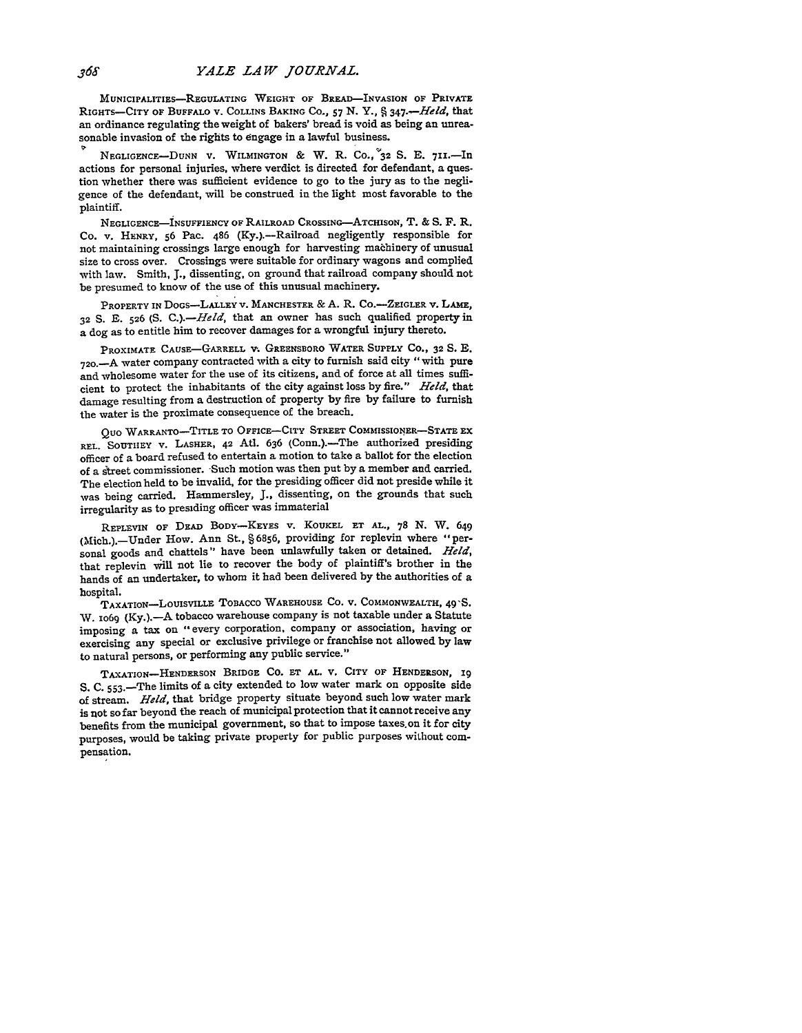MUNICIPALITIES—REGULATING WEIGHT OF BREAD—INVASION OF PRIVATE RIGHTS—CITY OF BUFFALO v. COLLINS BAKING CO., 57 N. Y., § 347.—*Held*, that an ordinance regulating the weight of bakers' bread is void as being an unreasonable invasion of the rights to engage in a lawful business.

NEGLIGENCE—DUNN v. WILMINGTON & W. R. CO., 32 S. E. 711.—In actions for personal injuries, where verdict is directed for defendant, a question whether there was sufficient evidence to go to the jury as to the negligence of the defendant, will be construed in the light most favorable to the plaintiff.

NEGLIGENCE—INSUFFIENCY OF RAILROAD CROSSING—ATCHISON, T. & S. F. R. CO. v. HENRY, 56 Pac. 486 (Ky.).—Railroad negligently responsible for not maintaining crossings large enough for harvesting machinery of unusual size to cross over. Crossings were suitable for ordinary wagons and complied with law. Smith, J., dissenting, on ground that railroad company should not be presumed to know of the use of this unusual machinery.

PROPERTY IN DOGS—LALLEY v. MANCHESTER & A. R. CO.—ZEIGLER v. LAME, 32 S. E. 526 (S. C.).—*Held*, that an owner has such qualified property in a dog as to entitle him to recover damages for a wrongful injury thereto.

PROXIMATE CAUSE—GARRELL v. GREENSBORO WATER SUPPLY CO., 32 S. E. 720.—A water company contracted with a city to furnish said city "with pure and wholesome water for the use of its citizens, and of force at all times sufficient to protect the inhabitants of the city against loss by fire." *Held*, that damage resulting from a destruction of property by fire by failure to furnish the water is the proximate consequence of the breach.

QUO WARRANTO—TITLE TO OFFICE—CITY STREET COMMISSIONER—STATE EX REL. SOUTHEY v. LASHER, 42 Atl. 636 (Conn.).—The authorized presiding officer of a board refused to entertain a motion to take a ballot for the election of a street commissioner. Such motion was then put by a member and carried. The election held to be invalid, for the presiding officer did not preside while it was being carried. Hammersley, J., dissenting, on the grounds that such irregularity as to presiding officer was immaterial

REPLEVIN OF DEAD BODY—KEYES v. KOUKEL ET AL., 78 N. W. 649 (Mich.).—Under How. Ann St., § 6856, providing for replevin where "personal goods and chattels" have been unlawfully taken or detained. *Held*, that replevin will not lie to recover the body of plaintiff's brother in the hands of an undertaker, to whom it had been delivered by the authorities of a hospital.

TAXATION—LOUISVILLE TOBACCO WAREHOUSE CO. v. COMMONWEALTH, 49 S. W. 1069 (Ky.).—A tobacco warehouse company is not taxable under a Statute imposing a tax on "every corporation, company or association, having or exercising any special or exclusive privilege or franchise not allowed by law to natural persons, or performing any public service."

TAXATION—HENDERSON BRIDGE CO. ET AL. v. CITY OF HENDERSON, 19 S. C. 553.—The limits of a city extended to low water mark on opposite side of stream. *Held*, that bridge property situate beyond such low water mark is not so far beyond the reach of municipal protection that it cannot receive any benefits from the municipal government, so that to impose taxes on it for city purposes, would be taking private property for public purposes without compensation.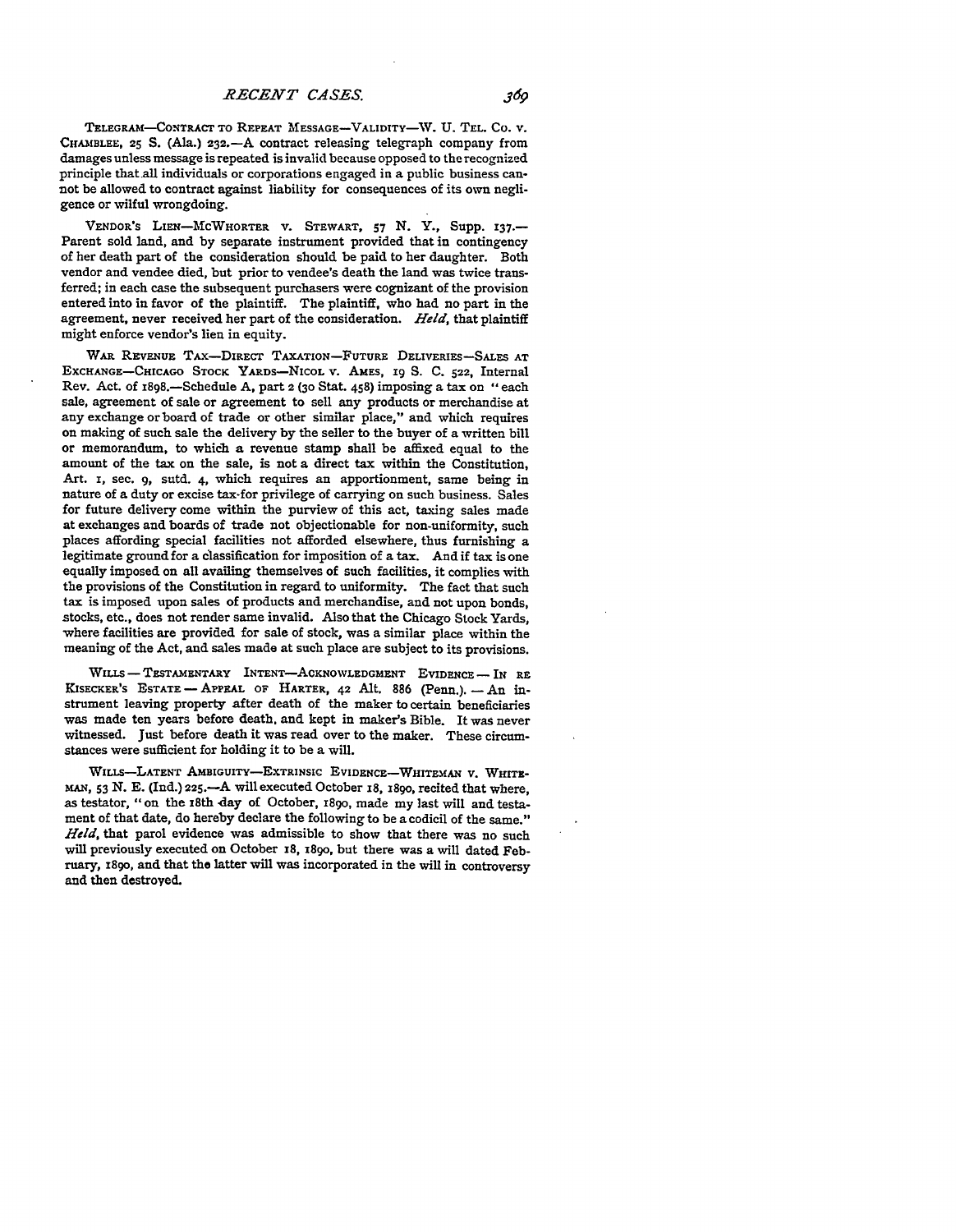TELEGRAM—CONTRACT TO REPEAT MESSAGE—VALIDITY—W. U. TEL. CO. v. CHAMBLEE, 25 S. (Ala.) 232.—A contract releasing telegraph company from damages unless message is repeated is invalid because opposed to the recognized principle that all individuals or corporations engaged in a public business cannot be allowed to contract against liability for consequences of its own negligence or wilful wrongdoing.

VENDOR'S LIEN—MCWHORTER v. STEWART, 57 N. Y., Supp. 137.—Parent sold land, and by separate instrument provided that in contingency of her death part of the consideration should be paid to her daughter. Both vendor and vendee died, but prior to vendee's death the land was twice transferred; in each case the subsequent purchasers were cognizant of the provision entered into in favor of the plaintiff. The plaintiff, who had no part in the agreement, never received her part of the consideration. *Held*, that plaintiff might enforce vendor's lien in equity.

WAR REVENUE TAX—DIRECT TAXATION—FUTURE DELIVERIES—SALES AT EXCHANGE—CHICAGO STOCK YARDS—NICOL v. AMES, 19 S. C. 522, Internal Rev. Act. of 1898.—Schedule A, part 2 (30 Stat. 458) imposing a tax on "each sale, agreement of sale or agreement to sell any products or merchandise at any exchange or board of trade or other similar place," and which requires on making of such sale the delivery by the seller to the buyer of a written bill or memorandum, to which a revenue stamp shall be affixed equal to the amount of the tax on the sale, is not a direct tax within the Constitution, Art. 1, sec. 9, sutd. 4, which requires an apportionment, same being in nature of a duty or excise tax for privilege of carrying on such business. Sales for future delivery come within the purview of this act, taxing sales made at exchanges and boards of trade not objectionable for non-uniformity, such places affording special facilities not afforded elsewhere, thus furnishing a legitimate ground for a classification for imposition of a tax. And if tax is one equally imposed on all availing themselves of such facilities, it complies with the provisions of the Constitution in regard to uniformity. The fact that such tax is imposed upon sales of products and merchandise, and not upon bonds, stocks, etc., does not render same invalid. Also that the Chicago Stock Yards, where facilities are provided for sale of stock, was a similar place within the meaning of the Act, and sales made at such place are subject to its provisions.

WILLS—TESTAMENTARY INTENT—ACKNOWLEDGMENT EVIDENCE—IN RE KISECKER'S ESTATE—APPEAL OF HARTER, 42 Alt. 886 (Penn.).—An instrument leaving property after death of the maker to certain beneficiaries was made ten years before death, and kept in maker's Bible. It was never witnessed. Just before death it was read over to the maker. These circumstances were sufficient for holding it to be a will.

WILLS—LATENT AMBIGUITY—EXTRINSIC EVIDENCE—WHITEMAN v. WHITEMAN, 53 N. E. (Ind.) 225.—A will executed October 18, 1890, recited that where, as testator, "on the 18th day of October, 1890, made my last will and testament of that date, do hereby declare the following to be a codicil of the same." *Held*, that parol evidence was admissible to show that there was no such will previously executed on October 18, 1890, but there was a will dated February, 1890, and that the latter will was incorporated in the will in controversy and then destroyed.